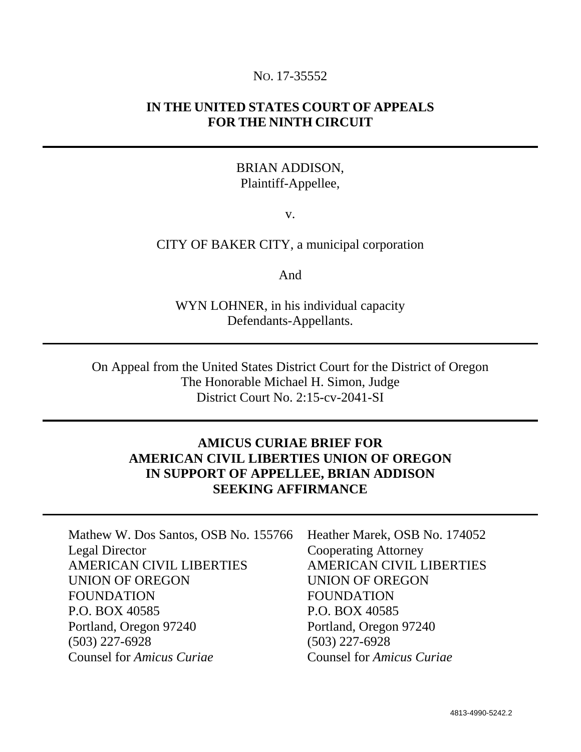NO. 17-35552

**IN THE UNITED STATES COURT OF APPEALS FOR THE NINTH CIRCUIT**

---

BRIAN ADDISON,
Plaintiff-Appellee,

v.

CITY OF BAKER CITY, a municipal corporation

And

WYN LOHNER, in his individual capacity
Defendants-Appellants.

---

On Appeal from the United States District Court for the District of Oregon
The Honorable Michael H. Simon, Judge
District Court No. 2:15-cv-2041-SI

---

**AMICUS CURIAE BRIEF FOR AMERICAN CIVIL LIBERTIES UNION OF OREGON IN SUPPORT OF APPELLEE, BRIAN ADDISON SEEKING AFFIRMANCE**

---

Mathew W. Dos Santos, OSB No. 155766
Legal Director
AMERICAN CIVIL LIBERTIES UNION OF OREGON FOUNDATION
P.O. BOX 40585
Portland, Oregon 97240
(503) 227-6928
Counsel for *Amicus Curiae*

Heather Marek, OSB No. 174052
Cooperating Attorney
AMERICAN CIVIL LIBERTIES UNION OF OREGON FOUNDATION
P.O. BOX 40585
Portland, Oregon 97240
(503) 227-6928
Counsel for *Amicus Curiae*

4813-4990-5242.2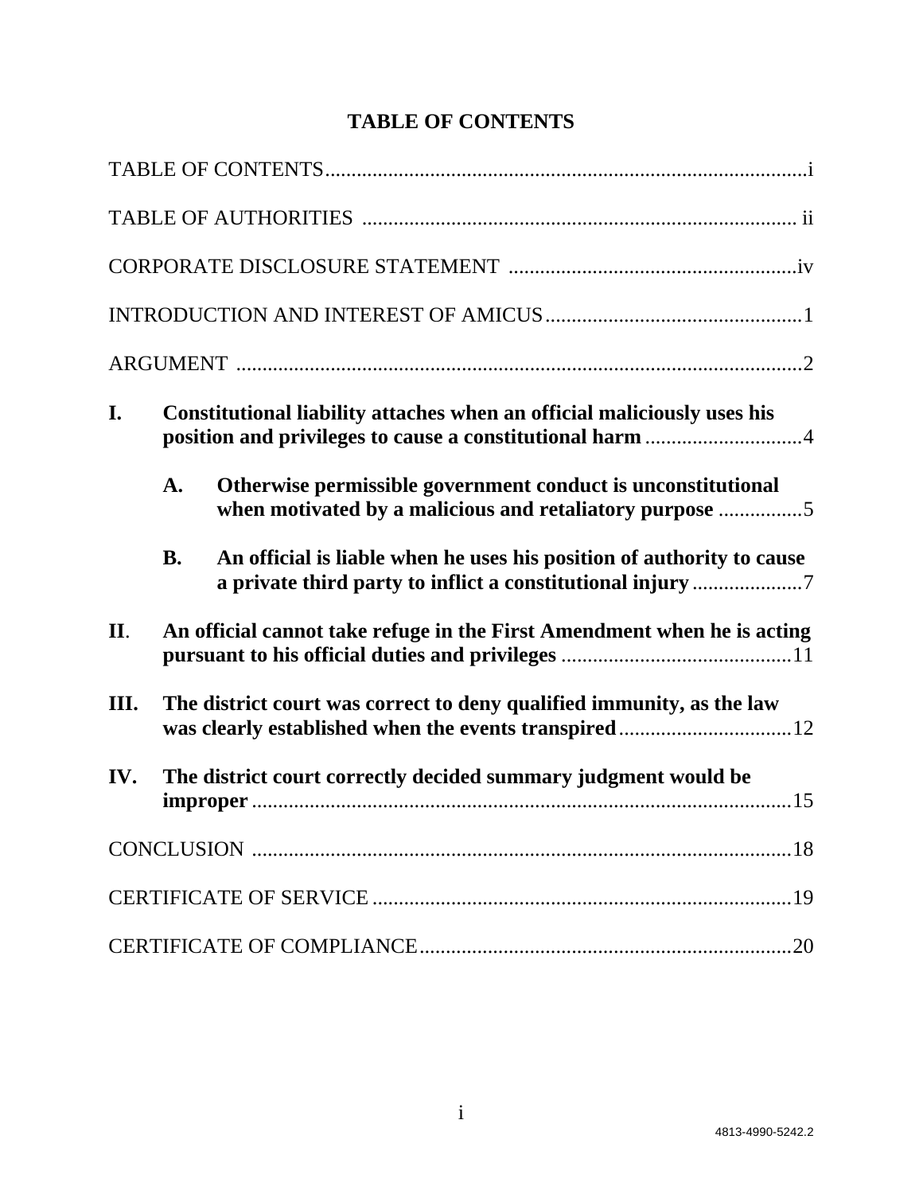# TABLE OF CONTENTS

TABLE OF CONTENTS ........................................................................................... i

TABLE OF AUTHORITIES ................................................................................... ii

CORPORATE DISCLOSURE STATEMENT ....................................................... iv

INTRODUCTION AND INTEREST OF AMICUS ................................................. 1

ARGUMENT ........................................................................................................... 2

**I. Constitutional liability attaches when an official maliciously uses his position and privileges to cause a constitutional harm** .............................. 4

**A. Otherwise permissible government conduct is unconstitutional when motivated by a malicious and retaliatory purpose** ................ 5

**B. An official is liable when he uses his position of authority to cause a private third party to inflict a constitutional injury** ..................... 7

**II. An official cannot take refuge in the First Amendment when he is acting pursuant to his official duties and privileges** ............................................ 11

**III. The district court was correct to deny qualified immunity, as the law was clearly established when the events transpired** ................................. 12

**IV. The district court correctly decided summary judgment would be improper** ........................................................................................................ 15

CONCLUSION ...................................................................................................... 18

CERTIFICATE OF SERVICE ................................................................................ 19

CERTIFICATE OF COMPLIANCE ....................................................................... 20

4813-4990-5242.2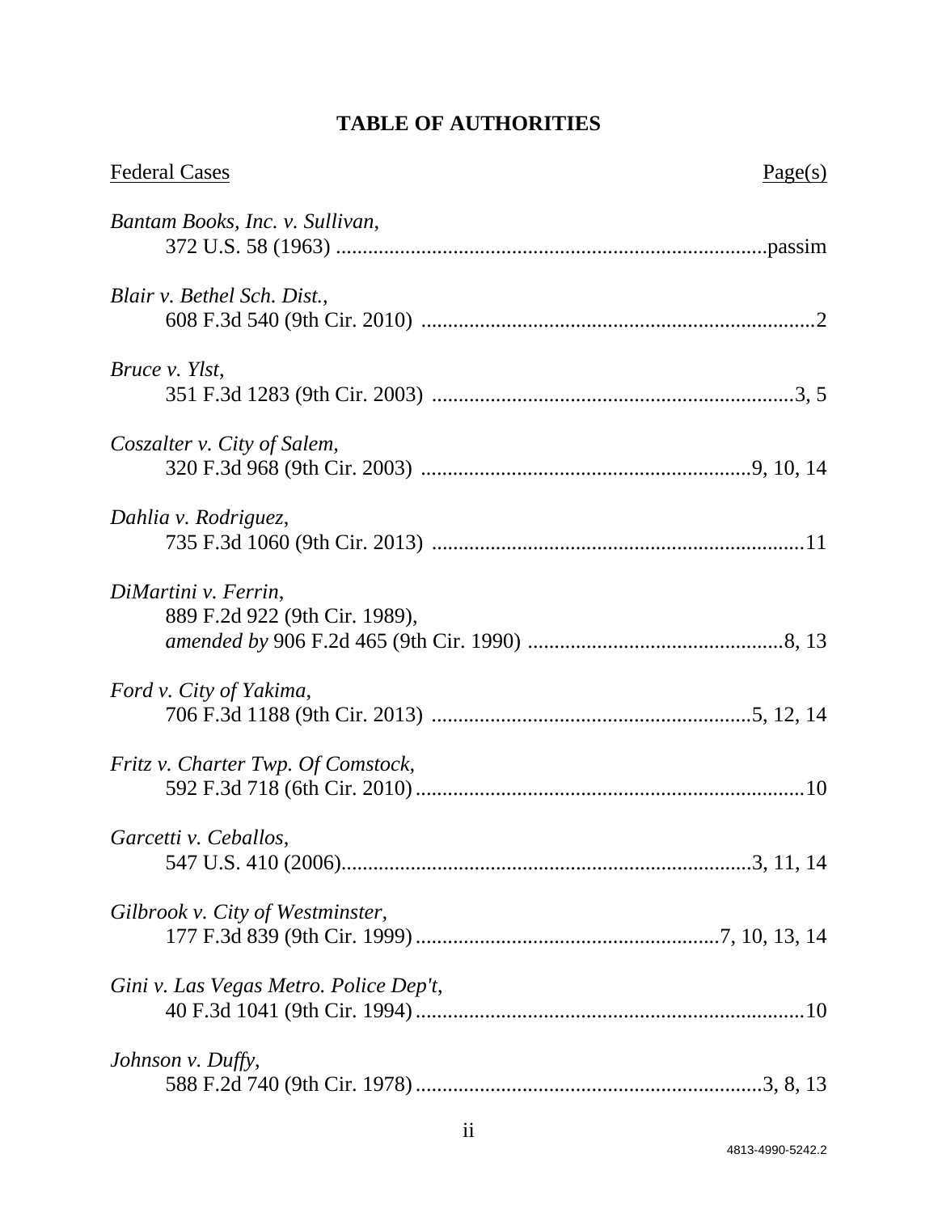# TABLE OF AUTHORITIES

| Federal Cases | Page(s) |
|---|---|
| *Bantam Books, Inc. v. Sullivan*, 372 U.S. 58 (1963) | passim |
| *Blair v. Bethel Sch. Dist.*, 608 F.3d 540 (9th Cir. 2010) | 2 |
| *Bruce v. Ylst*, 351 F.3d 1283 (9th Cir. 2003) | 3, 5 |
| *Coszalter v. City of Salem*, 320 F.3d 968 (9th Cir. 2003) | 9, 10, 14 |
| *Dahlia v. Rodriguez*, 735 F.3d 1060 (9th Cir. 2013) | 11 |
| *DiMartini v. Ferrin*, 889 F.2d 922 (9th Cir. 1989), *amended by* 906 F.2d 465 (9th Cir. 1990) | 8, 13 |
| *Ford v. City of Yakima*, 706 F.3d 1188 (9th Cir. 2013) | 5, 12, 14 |
| *Fritz v. Charter Twp. Of Comstock*, 592 F.3d 718 (6th Cir. 2010) | 10 |
| *Garcetti v. Ceballos*, 547 U.S. 410 (2006) | 3, 11, 14 |
| *Gilbrook v. City of Westminster*, 177 F.3d 839 (9th Cir. 1999) | 7, 10, 13, 14 |
| *Gini v. Las Vegas Metro. Police Dep't*, 40 F.3d 1041 (9th Cir. 1994) | 10 |
| *Johnson v. Duffy*, 588 F.2d 740 (9th Cir. 1978) | 3, 8, 13 |

4813-4990-5242.2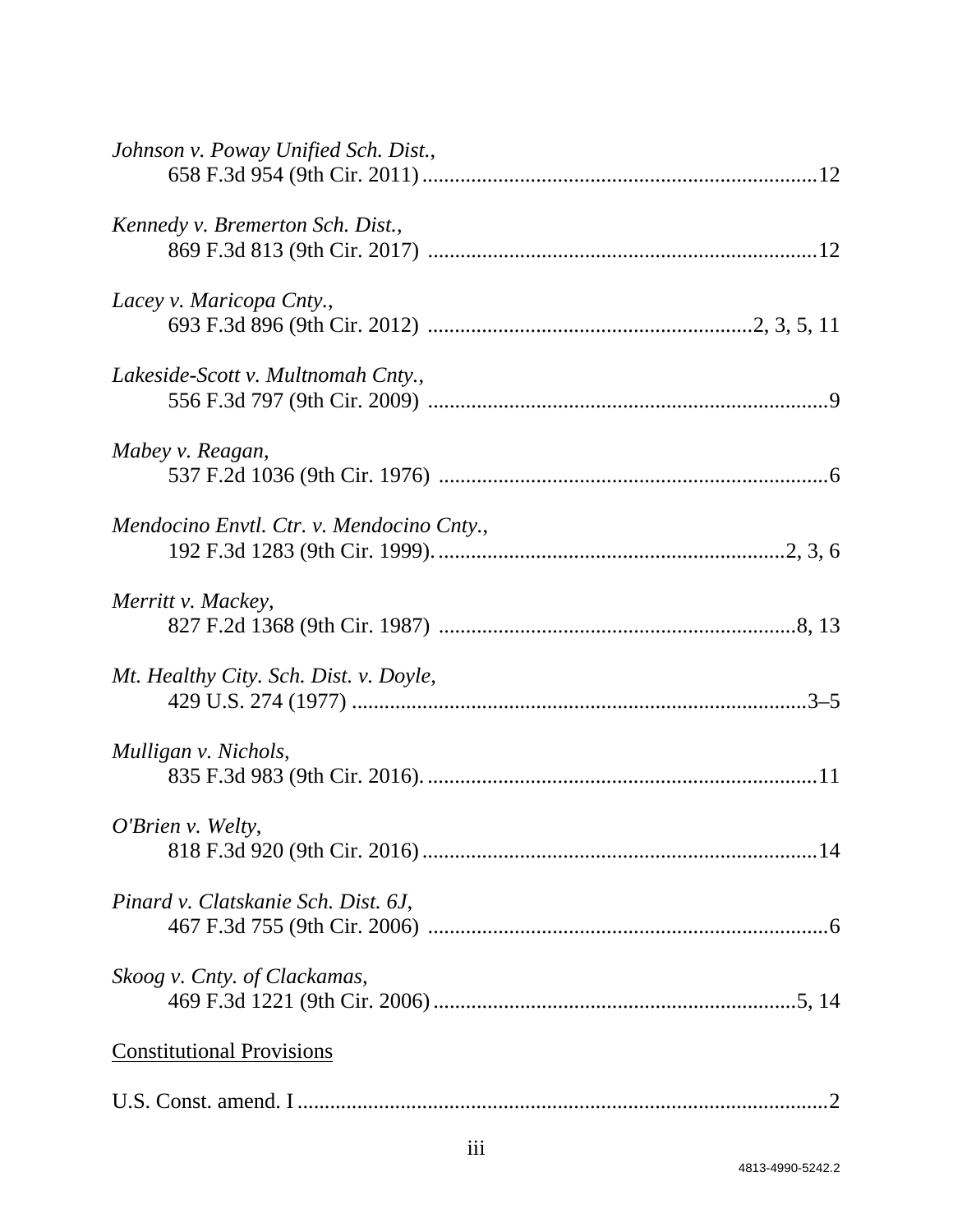*Johnson v. Poway Unified Sch. Dist.*,
658 F.3d 954 (9th Cir. 2011) ........................................................................12

*Kennedy v. Bremerton Sch. Dist.*,
869 F.3d 813 (9th Cir. 2017) .......................................................................12

*Lacey v. Maricopa Cnty.*,
693 F.3d 896 (9th Cir. 2012) ..........................................................2, 3, 5, 11

*Lakeside-Scott v. Multnomah Cnty.*,
556 F.3d 797 (9th Cir. 2009) .........................................................................9

*Mabey v. Reagan*,
537 F.2d 1036 (9th Cir. 1976) .......................................................................6

*Mendocino Envtl. Ctr. v. Mendocino Cnty.*,
192 F.3d 1283 (9th Cir. 1999)...............................................................2, 3, 6

*Merritt v. Mackey*,
827 F.2d 1368 (9th Cir. 1987) ..................................................................8, 13

*Mt. Healthy City. Sch. Dist. v. Doyle,*
429 U.S. 274 (1977) ...................................................................................3–5

*Mulligan v. Nichols*,
835 F.3d 983 (9th Cir. 2016)........................................................................11

*O'Brien v. Welty*,
818 F.3d 920 (9th Cir. 2016) ........................................................................14

*Pinard v. Clatskanie Sch. Dist. 6J*,
467 F.3d 755 (9th Cir. 2006) .........................................................................6

*Skoog v. Cnty. of Clackamas*,
469 F.3d 1221 (9th Cir. 2006) ...................................................................5, 14

Constitutional Provisions

U.S. Const. amend. I .................................................................................................2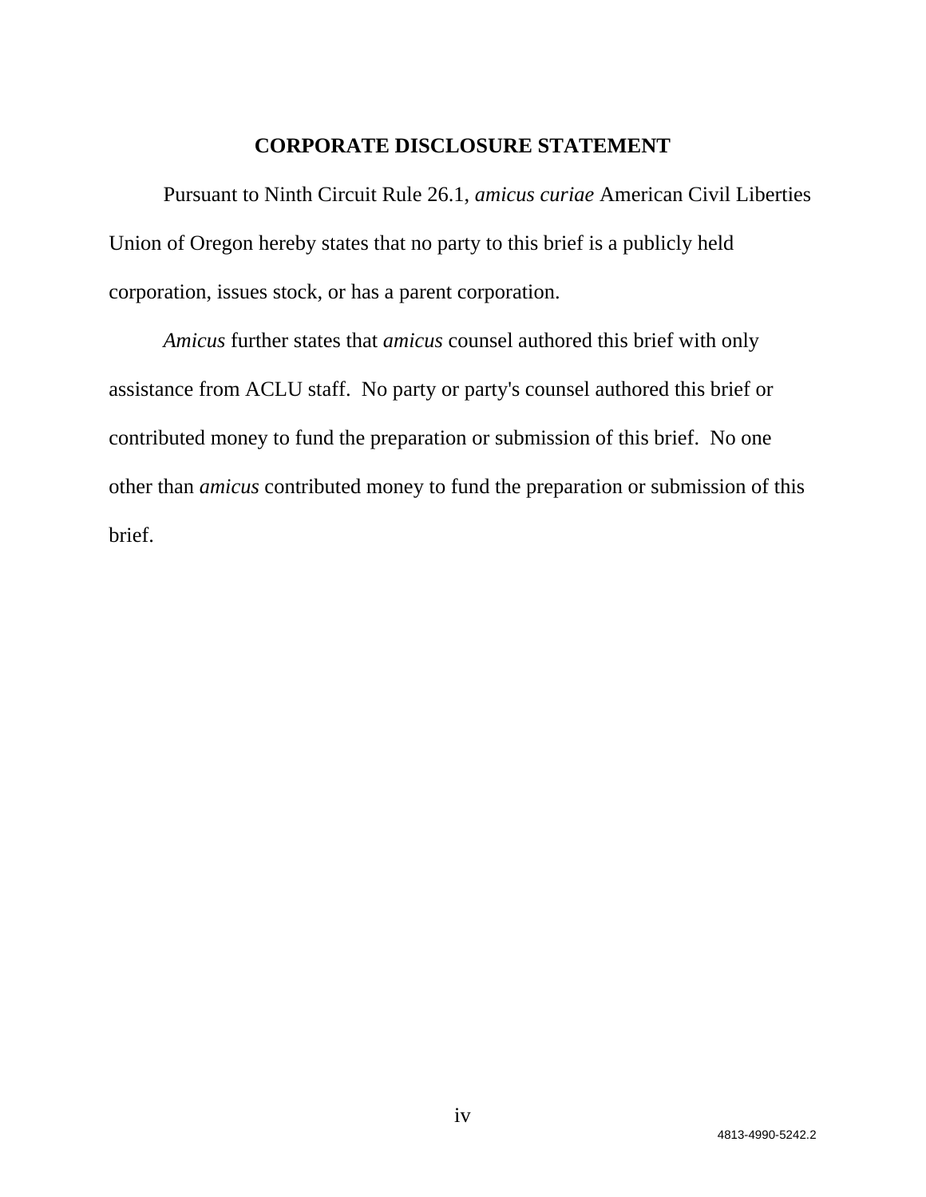# CORPORATE DISCLOSURE STATEMENT

Pursuant to Ninth Circuit Rule 26.1, *amicus curiae* American Civil Liberties Union of Oregon hereby states that no party to this brief is a publicly held corporation, issues stock, or has a parent corporation.

*Amicus* further states that *amicus* counsel authored this brief with only assistance from ACLU staff. No party or party's counsel authored this brief or contributed money to fund the preparation or submission of this brief. No one other than *amicus* contributed money to fund the preparation or submission of this brief.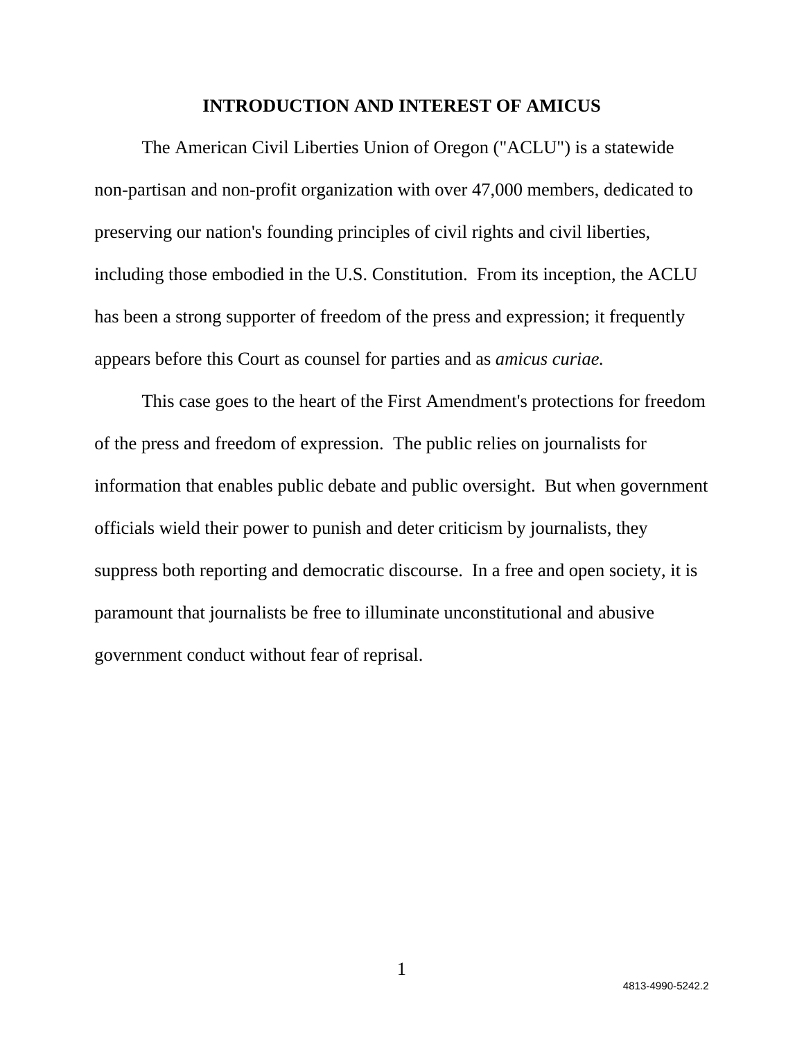## INTRODUCTION AND INTEREST OF AMICUS

The American Civil Liberties Union of Oregon ("ACLU") is a statewide non-partisan and non-profit organization with over 47,000 members, dedicated to preserving our nation's founding principles of civil rights and civil liberties, including those embodied in the U.S. Constitution. From its inception, the ACLU has been a strong supporter of freedom of the press and expression; it frequently appears before this Court as counsel for parties and as *amicus curiae.*

This case goes to the heart of the First Amendment's protections for freedom of the press and freedom of expression. The public relies on journalists for information that enables public debate and public oversight. But when government officials wield their power to punish and deter criticism by journalists, they suppress both reporting and democratic discourse. In a free and open society, it is paramount that journalists be free to illuminate unconstitutional and abusive government conduct without fear of reprisal.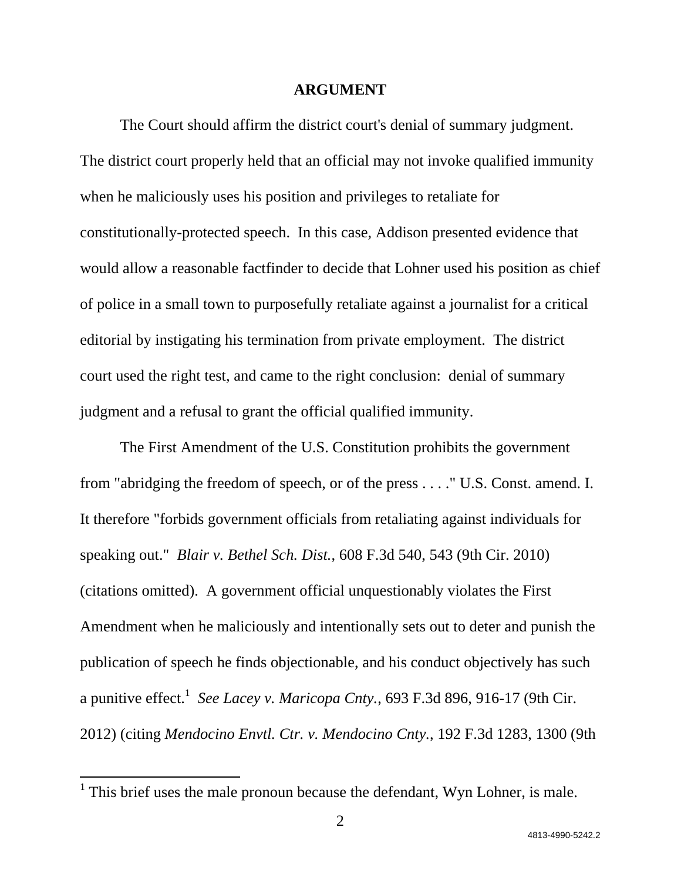## ARGUMENT

The Court should affirm the district court's denial of summary judgment. The district court properly held that an official may not invoke qualified immunity when he maliciously uses his position and privileges to retaliate for constitutionally-protected speech. In this case, Addison presented evidence that would allow a reasonable factfinder to decide that Lohner used his position as chief of police in a small town to purposefully retaliate against a journalist for a critical editorial by instigating his termination from private employment. The district court used the right test, and came to the right conclusion: denial of summary judgment and a refusal to grant the official qualified immunity.

The First Amendment of the U.S. Constitution prohibits the government from "abridging the freedom of speech, or of the press . . . ." U.S. Const. amend. I. It therefore "forbids government officials from retaliating against individuals for speaking out." *Blair v. Bethel Sch. Dist.*, 608 F.3d 540, 543 (9th Cir. 2010) (citations omitted). A government official unquestionably violates the First Amendment when he maliciously and intentionally sets out to deter and punish the publication of speech he finds objectionable, and his conduct objectively has such a punitive effect.[1] *See Lacey v. Maricopa Cnty.*, 693 F.3d 896, 916-17 (9th Cir. 2012) (citing *Mendocino Envtl. Ctr. v. Mendocino Cnty.*, 192 F.3d 1283, 1300 (9th

[1] This brief uses the male pronoun because the defendant, Wyn Lohner, is male.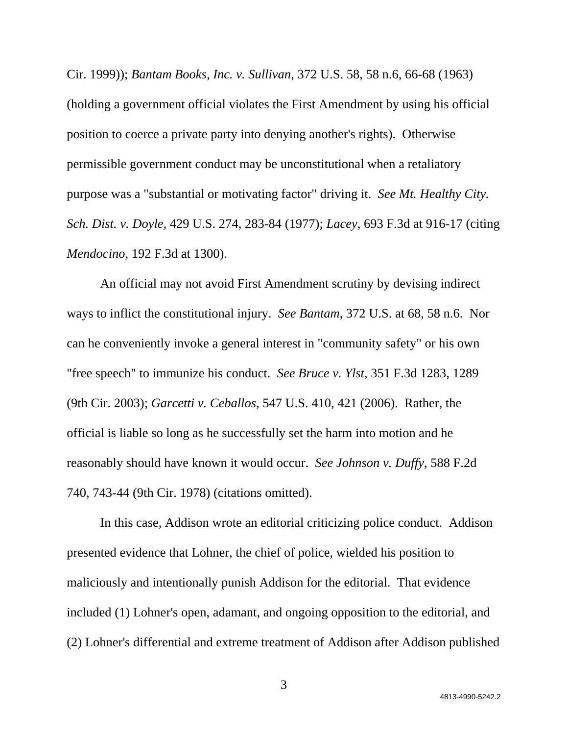Cir. 1999)); *Bantam Books, Inc. v. Sullivan*, 372 U.S. 58, 58 n.6, 66-68 (1963) (holding a government official violates the First Amendment by using his official position to coerce a private party into denying another's rights). Otherwise permissible government conduct may be unconstitutional when a retaliatory purpose was a "substantial or motivating factor" driving it. *See Mt. Healthy City. Sch. Dist. v. Doyle*, 429 U.S. 274, 283-84 (1977); *Lacey*, 693 F.3d at 916-17 (citing *Mendocino*, 192 F.3d at 1300).

An official may not avoid First Amendment scrutiny by devising indirect ways to inflict the constitutional injury. *See Bantam*, 372 U.S. at 68, 58 n.6. Nor can he conveniently invoke a general interest in "community safety" or his own "free speech" to immunize his conduct. *See Bruce v. Ylst*, 351 F.3d 1283, 1289 (9th Cir. 2003); *Garcetti v. Ceballos*, 547 U.S. 410, 421 (2006). Rather, the official is liable so long as he successfully set the harm into motion and he reasonably should have known it would occur. *See Johnson v. Duffy*, 588 F.2d 740, 743-44 (9th Cir. 1978) (citations omitted).

In this case, Addison wrote an editorial criticizing police conduct. Addison presented evidence that Lohner, the chief of police, wielded his position to maliciously and intentionally punish Addison for the editorial. That evidence included (1) Lohner's open, adamant, and ongoing opposition to the editorial, and (2) Lohner's differential and extreme treatment of Addison after Addison published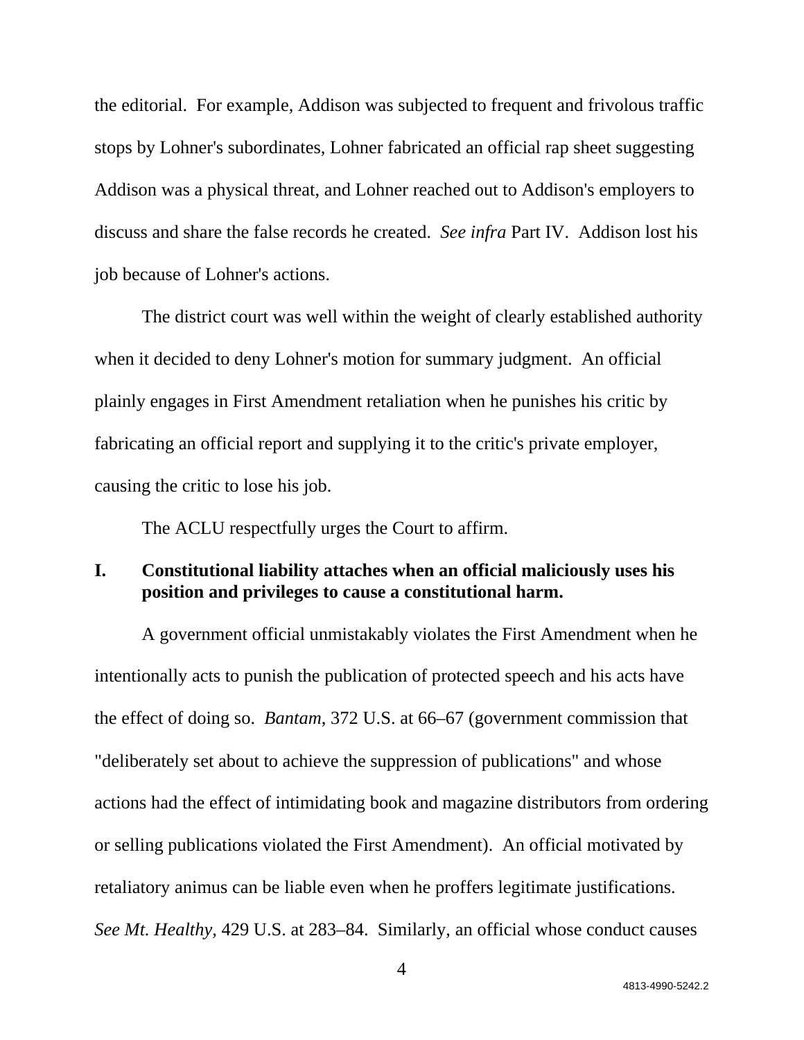the editorial. For example, Addison was subjected to frequent and frivolous traffic stops by Lohner's subordinates, Lohner fabricated an official rap sheet suggesting Addison was a physical threat, and Lohner reached out to Addison's employers to discuss and share the false records he created. *See infra* Part IV. Addison lost his job because of Lohner's actions.

The district court was well within the weight of clearly established authority when it decided to deny Lohner's motion for summary judgment. An official plainly engages in First Amendment retaliation when he punishes his critic by fabricating an official report and supplying it to the critic's private employer, causing the critic to lose his job.

The ACLU respectfully urges the Court to affirm.

## I. Constitutional liability attaches when an official maliciously uses his position and privileges to cause a constitutional harm.

A government official unmistakably violates the First Amendment when he intentionally acts to punish the publication of protected speech and his acts have the effect of doing so. *Bantam*, 372 U.S. at 66–67 (government commission that "deliberately set about to achieve the suppression of publications" and whose actions had the effect of intimidating book and magazine distributors from ordering or selling publications violated the First Amendment). An official motivated by retaliatory animus can be liable even when he proffers legitimate justifications. *See Mt. Healthy*, 429 U.S. at 283–84. Similarly, an official whose conduct causes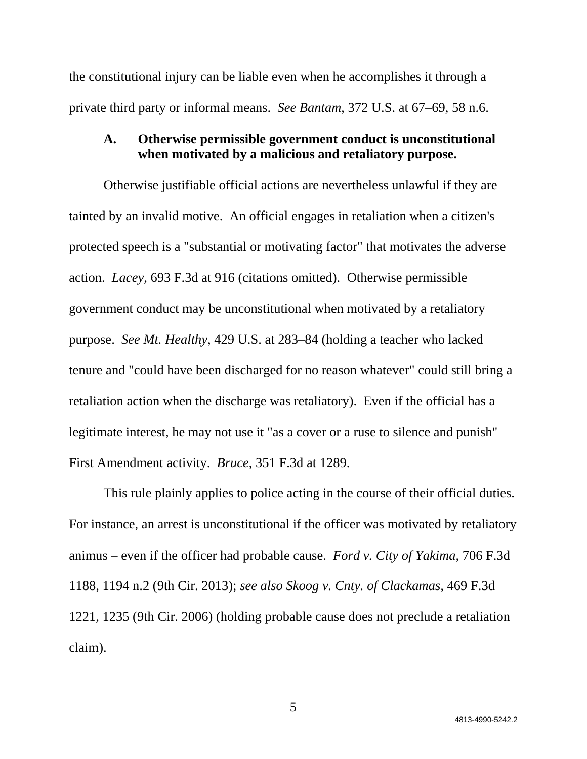the constitutional injury can be liable even when he accomplishes it through a private third party or informal means. *See Bantam*, 372 U.S. at 67–69, 58 n.6.

### A. Otherwise permissible government conduct is unconstitutional when motivated by a malicious and retaliatory purpose.

Otherwise justifiable official actions are nevertheless unlawful if they are tainted by an invalid motive. An official engages in retaliation when a citizen's protected speech is a "substantial or motivating factor" that motivates the adverse action. *Lacey*, 693 F.3d at 916 (citations omitted). Otherwise permissible government conduct may be unconstitutional when motivated by a retaliatory purpose. *See Mt. Healthy*, 429 U.S. at 283–84 (holding a teacher who lacked tenure and "could have been discharged for no reason whatever" could still bring a retaliation action when the discharge was retaliatory). Even if the official has a legitimate interest, he may not use it "as a cover or a ruse to silence and punish" First Amendment activity. *Bruce*, 351 F.3d at 1289.

This rule plainly applies to police acting in the course of their official duties. For instance, an arrest is unconstitutional if the officer was motivated by retaliatory animus – even if the officer had probable cause. *Ford v. City of Yakima*, 706 F.3d 1188, 1194 n.2 (9th Cir. 2013); *see also Skoog v. Cnty. of Clackamas*, 469 F.3d 1221, 1235 (9th Cir. 2006) (holding probable cause does not preclude a retaliation claim).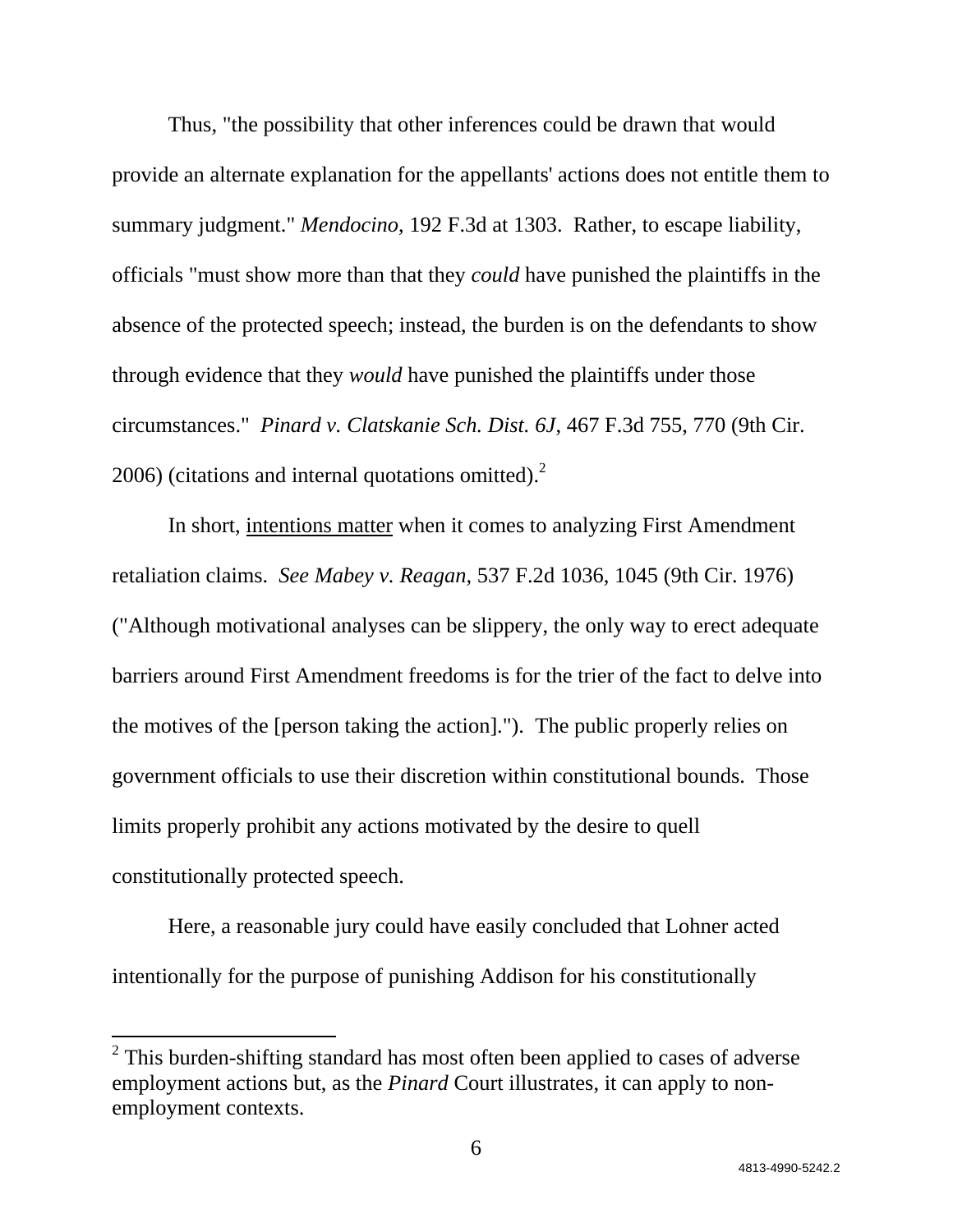Thus, "the possibility that other inferences could be drawn that would provide an alternate explanation for the appellants' actions does not entitle them to summary judgment." *Mendocino*, 192 F.3d at 1303. Rather, to escape liability, officials "must show more than that they *could* have punished the plaintiffs in the absence of the protected speech; instead, the burden is on the defendants to show through evidence that they *would* have punished the plaintiffs under those circumstances." *Pinard v. Clatskanie Sch. Dist. 6J*, 467 F.3d 755, 770 (9th Cir. 2006) (citations and internal quotations omitted).[2]

In short, <u>intentions matter</u> when it comes to analyzing First Amendment retaliation claims. *See Mabey v. Reagan*, 537 F.2d 1036, 1045 (9th Cir. 1976) ("Although motivational analyses can be slippery, the only way to erect adequate barriers around First Amendment freedoms is for the trier of the fact to delve into the motives of the [person taking the action]."). The public properly relies on government officials to use their discretion within constitutional bounds. Those limits properly prohibit any actions motivated by the desire to quell constitutionally protected speech.

Here, a reasonable jury could have easily concluded that Lohner acted intentionally for the purpose of punishing Addison for his constitutionally

---

[2] This burden-shifting standard has most often been applied to cases of adverse employment actions but, as the *Pinard* Court illustrates, it can apply to non-employment contexts.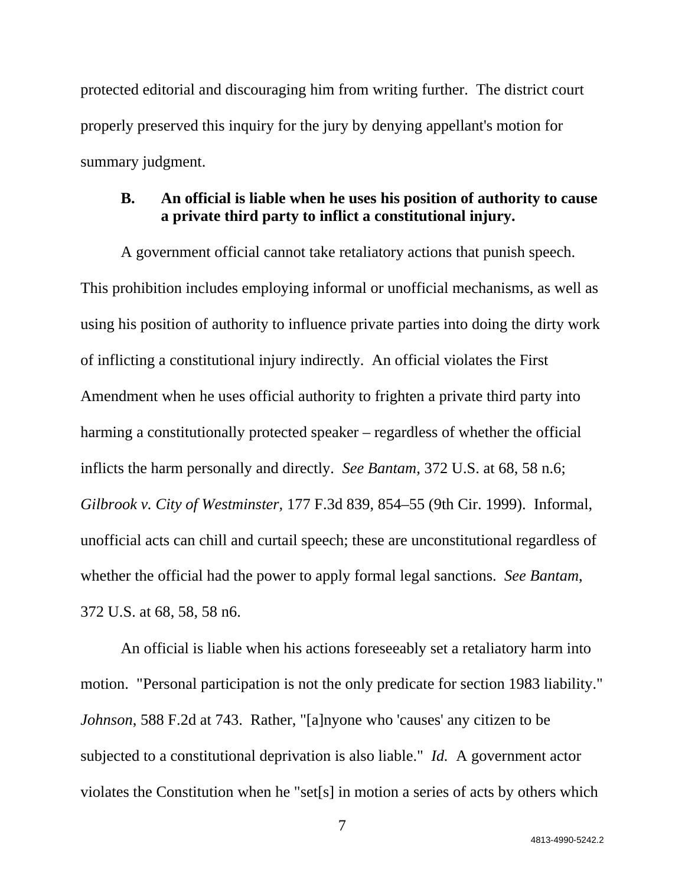protected editorial and discouraging him from writing further. The district court properly preserved this inquiry for the jury by denying appellant's motion for summary judgment.

### B. An official is liable when he uses his position of authority to cause a private third party to inflict a constitutional injury.

A government official cannot take retaliatory actions that punish speech. This prohibition includes employing informal or unofficial mechanisms, as well as using his position of authority to influence private parties into doing the dirty work of inflicting a constitutional injury indirectly. An official violates the First Amendment when he uses official authority to frighten a private third party into harming a constitutionally protected speaker – regardless of whether the official inflicts the harm personally and directly. *See Bantam,* 372 U.S. at 68, 58 n.6; *Gilbrook v. City of Westminster,* 177 F.3d 839, 854–55 (9th Cir. 1999). Informal, unofficial acts can chill and curtail speech; these are unconstitutional regardless of whether the official had the power to apply formal legal sanctions. *See Bantam*, 372 U.S. at 68, 58, 58 n6.

An official is liable when his actions foreseeably set a retaliatory harm into motion. "Personal participation is not the only predicate for section 1983 liability." *Johnson*, 588 F.2d at 743. Rather, "[a]nyone who 'causes' any citizen to be subjected to a constitutional deprivation is also liable." *Id.* A government actor violates the Constitution when he "set[s] in motion a series of acts by others which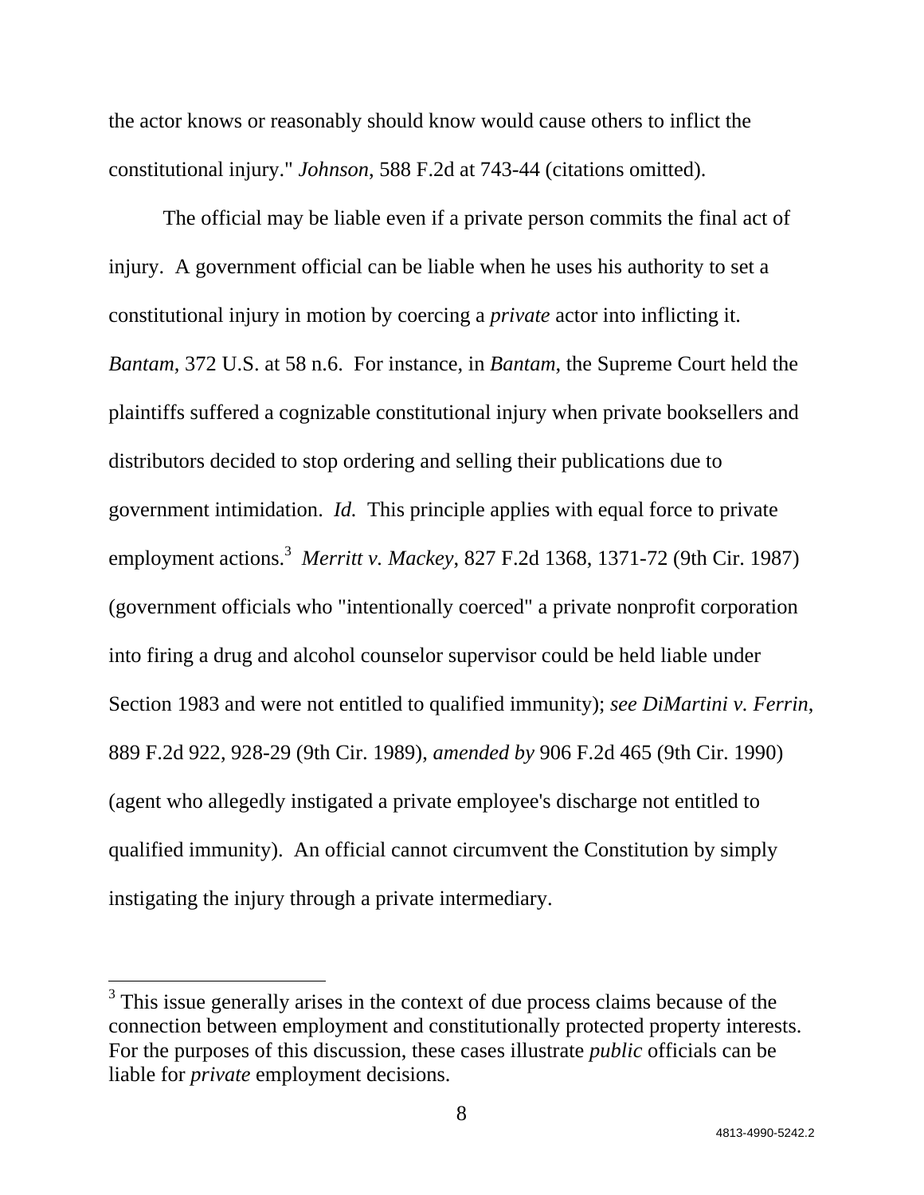the actor knows or reasonably should know would cause others to inflict the constitutional injury." *Johnson*, 588 F.2d at 743-44 (citations omitted).

The official may be liable even if a private person commits the final act of injury. A government official can be liable when he uses his authority to set a constitutional injury in motion by coercing a *private* actor into inflicting it. *Bantam*, 372 U.S. at 58 n.6. For instance, in *Bantam*, the Supreme Court held the plaintiffs suffered a cognizable constitutional injury when private booksellers and distributors decided to stop ordering and selling their publications due to government intimidation. *Id.* This principle applies with equal force to private employment actions.[3] *Merritt v. Mackey*, 827 F.2d 1368, 1371-72 (9th Cir. 1987) (government officials who "intentionally coerced" a private nonprofit corporation into firing a drug and alcohol counselor supervisor could be held liable under Section 1983 and were not entitled to qualified immunity); *see DiMartini v. Ferrin*, 889 F.2d 922, 928-29 (9th Cir. 1989), *amended by* 906 F.2d 465 (9th Cir. 1990) (agent who allegedly instigated a private employee's discharge not entitled to qualified immunity). An official cannot circumvent the Constitution by simply instigating the injury through a private intermediary.

[3] This issue generally arises in the context of due process claims because of the connection between employment and constitutionally protected property interests. For the purposes of this discussion, these cases illustrate *public* officials can be liable for *private* employment decisions.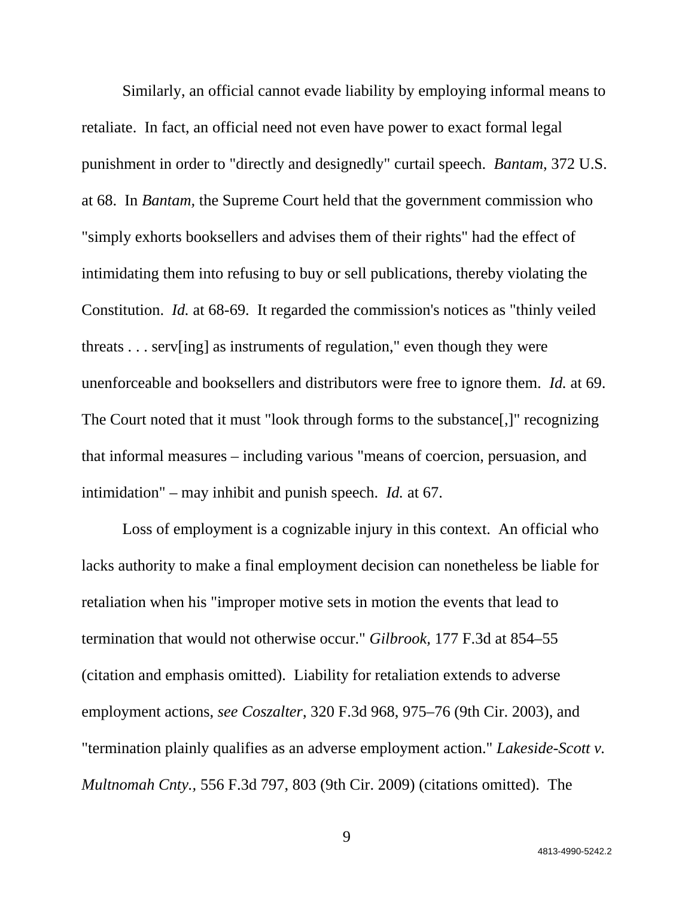Similarly, an official cannot evade liability by employing informal means to retaliate. In fact, an official need not even have power to exact formal legal punishment in order to "directly and designedly" curtail speech. *Bantam*, 372 U.S. at 68. In *Bantam*, the Supreme Court held that the government commission who "simply exhorts booksellers and advises them of their rights" had the effect of intimidating them into refusing to buy or sell publications, thereby violating the Constitution. *Id.* at 68-69. It regarded the commission's notices as "thinly veiled threats . . . serv[ing] as instruments of regulation," even though they were unenforceable and booksellers and distributors were free to ignore them. *Id.* at 69. The Court noted that it must "look through forms to the substance[,]" recognizing that informal measures – including various "means of coercion, persuasion, and intimidation" – may inhibit and punish speech. *Id.* at 67.

Loss of employment is a cognizable injury in this context. An official who lacks authority to make a final employment decision can nonetheless be liable for retaliation when his "improper motive sets in motion the events that lead to termination that would not otherwise occur." *Gilbrook*, 177 F.3d at 854–55 (citation and emphasis omitted). Liability for retaliation extends to adverse employment actions, *see Coszalter*, 320 F.3d 968, 975–76 (9th Cir. 2003), and "termination plainly qualifies as an adverse employment action." *Lakeside-Scott v. Multnomah Cnty.*, 556 F.3d 797, 803 (9th Cir. 2009) (citations omitted). The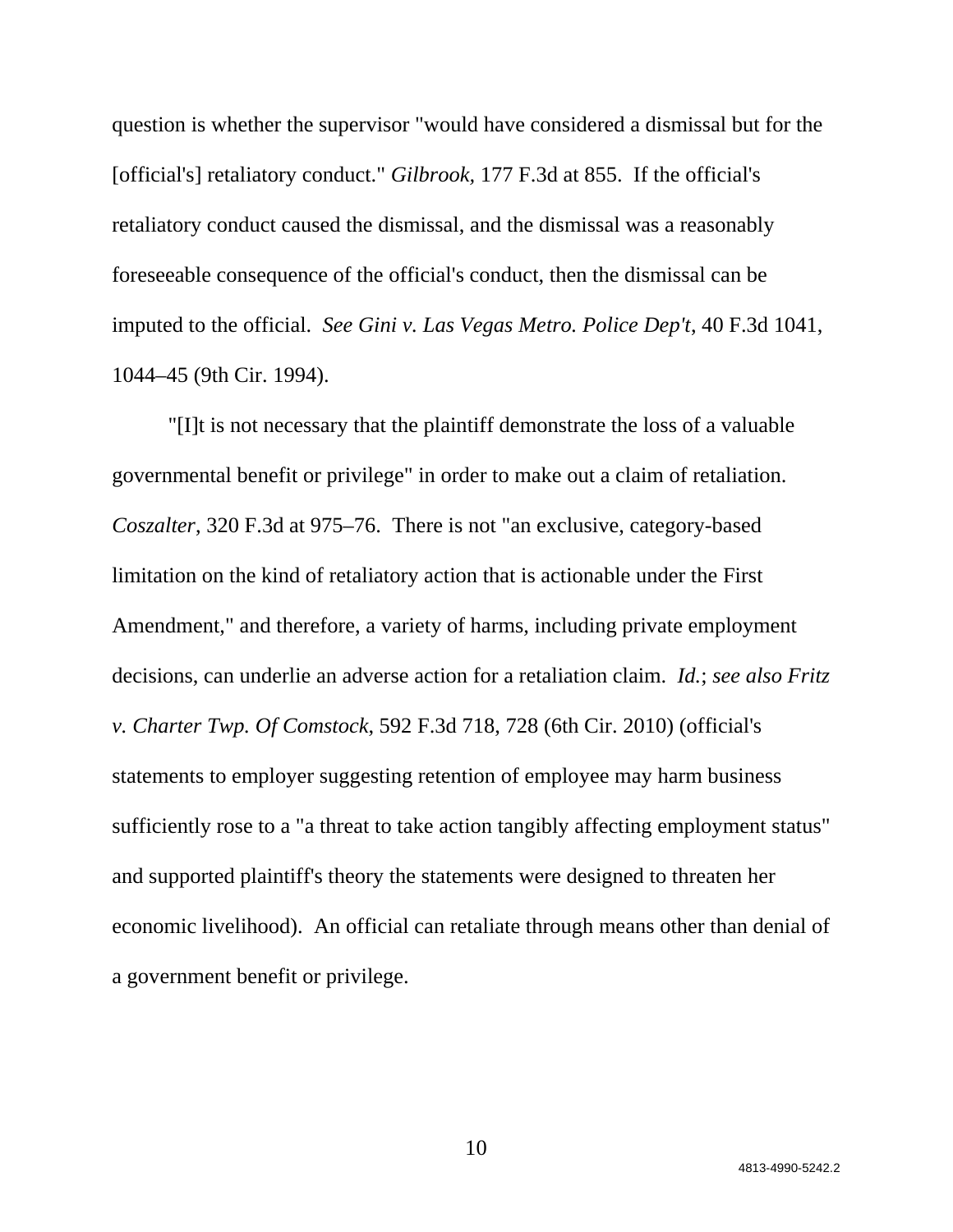question is whether the supervisor "would have considered a dismissal but for the [official's] retaliatory conduct." *Gilbrook*, 177 F.3d at 855. If the official's retaliatory conduct caused the dismissal, and the dismissal was a reasonably foreseeable consequence of the official's conduct, then the dismissal can be imputed to the official. *See Gini v. Las Vegas Metro. Police Dep't*, 40 F.3d 1041, 1044–45 (9th Cir. 1994).

"[I]t is not necessary that the plaintiff demonstrate the loss of a valuable governmental benefit or privilege" in order to make out a claim of retaliation. *Coszalter*, 320 F.3d at 975–76. There is not "an exclusive, category-based limitation on the kind of retaliatory action that is actionable under the First Amendment," and therefore, a variety of harms, including private employment decisions, can underlie an adverse action for a retaliation claim. *Id.*; *see also Fritz v. Charter Twp. Of Comstock*, 592 F.3d 718, 728 (6th Cir. 2010) (official's statements to employer suggesting retention of employee may harm business sufficiently rose to a "a threat to take action tangibly affecting employment status" and supported plaintiff's theory the statements were designed to threaten her economic livelihood). An official can retaliate through means other than denial of a government benefit or privilege.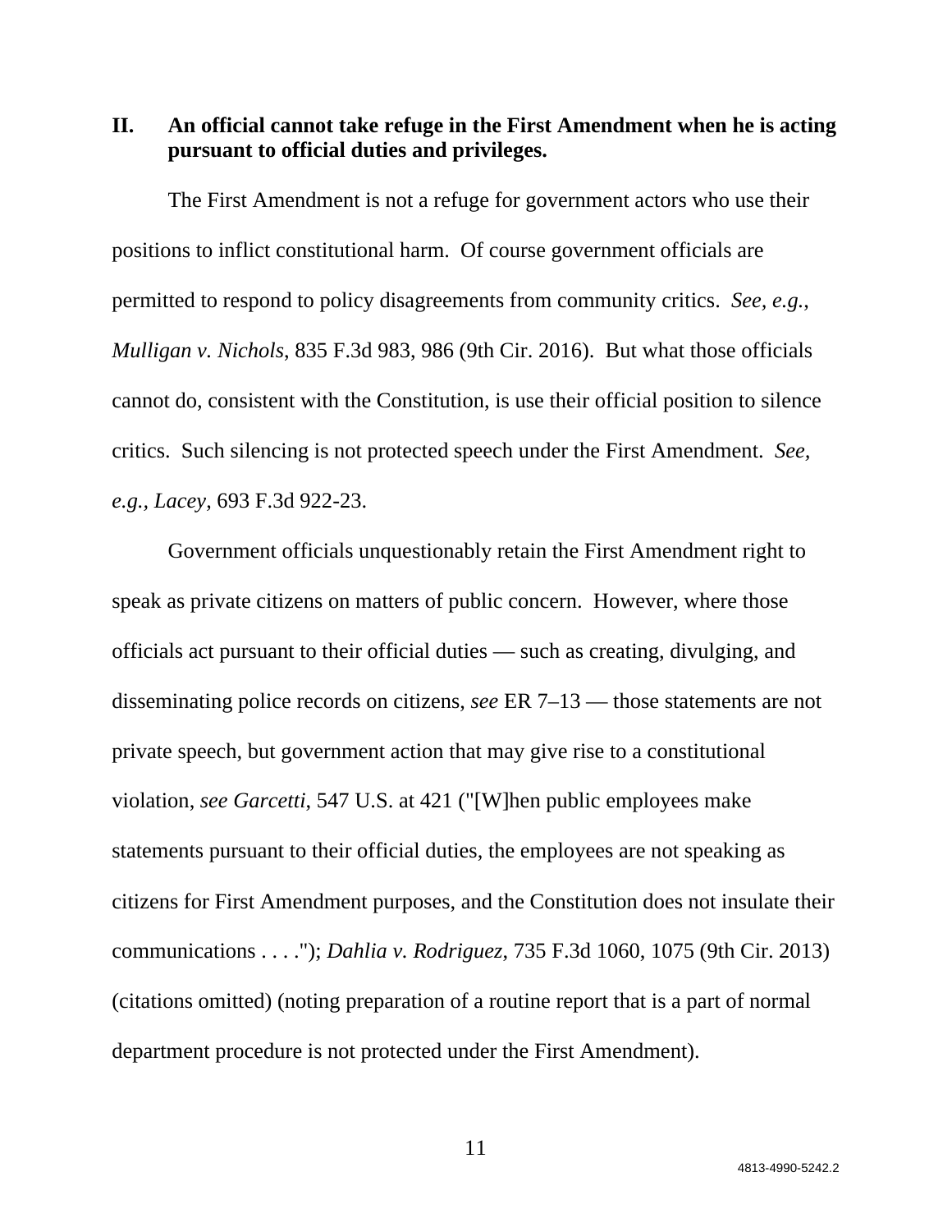## II. An official cannot take refuge in the First Amendment when he is acting pursuant to official duties and privileges.

The First Amendment is not a refuge for government actors who use their positions to inflict constitutional harm. Of course government officials are permitted to respond to policy disagreements from community critics. *See, e.g.*, *Mulligan v. Nichols*, 835 F.3d 983, 986 (9th Cir. 2016). But what those officials cannot do, consistent with the Constitution, is use their official position to silence critics. Such silencing is not protected speech under the First Amendment. *See, e.g.*, *Lacey*, 693 F.3d 922-23.

Government officials unquestionably retain the First Amendment right to speak as private citizens on matters of public concern. However, where those officials act pursuant to their official duties — such as creating, divulging, and disseminating police records on citizens, *see* ER 7–13 — those statements are not private speech, but government action that may give rise to a constitutional violation, *see Garcetti*, 547 U.S. at 421 ("[W]hen public employees make statements pursuant to their official duties, the employees are not speaking as citizens for First Amendment purposes, and the Constitution does not insulate their communications . . . ."); *Dahlia v. Rodriguez*, 735 F.3d 1060, 1075 (9th Cir. 2013) (citations omitted) (noting preparation of a routine report that is a part of normal department procedure is not protected under the First Amendment).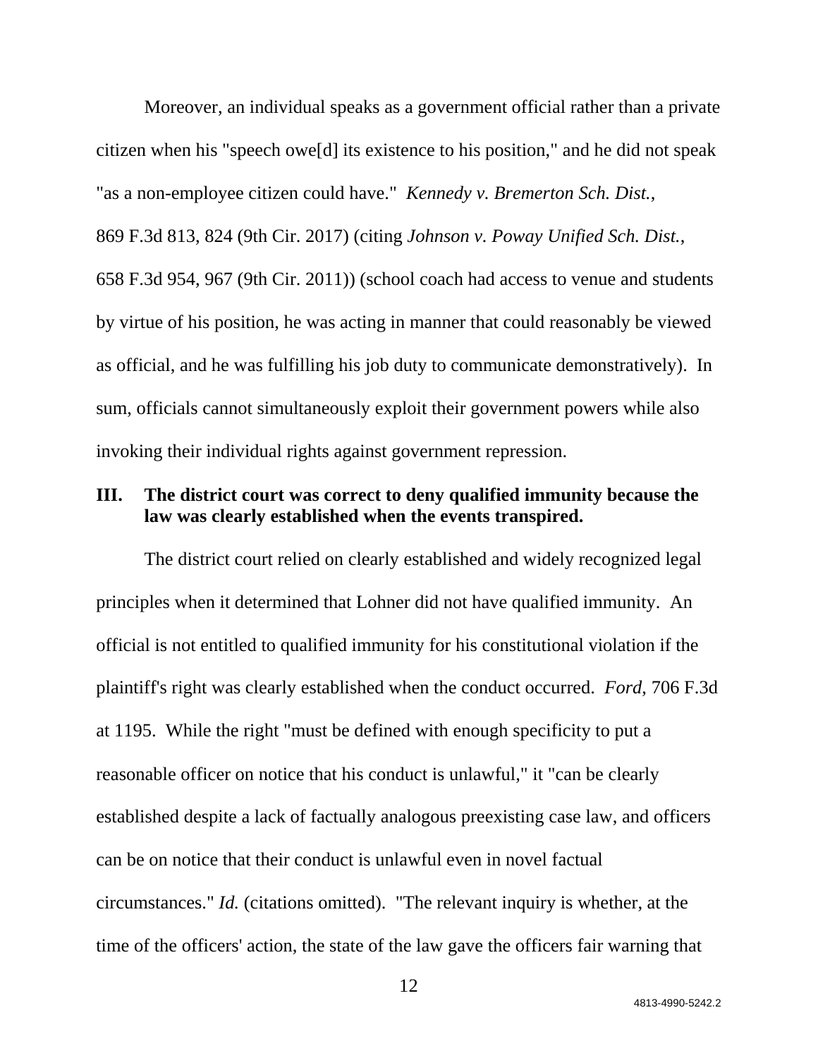Moreover, an individual speaks as a government official rather than a private citizen when his "speech owe[d] its existence to his position," and he did not speak "as a non-employee citizen could have." *Kennedy v. Bremerton Sch. Dist.*, 869 F.3d 813, 824 (9th Cir. 2017) (citing *Johnson v. Poway Unified Sch. Dist.*, 658 F.3d 954, 967 (9th Cir. 2011)) (school coach had access to venue and students by virtue of his position, he was acting in manner that could reasonably be viewed as official, and he was fulfilling his job duty to communicate demonstratively). In sum, officials cannot simultaneously exploit their government powers while also invoking their individual rights against government repression.

## III. The district court was correct to deny qualified immunity because the law was clearly established when the events transpired.

The district court relied on clearly established and widely recognized legal principles when it determined that Lohner did not have qualified immunity. An official is not entitled to qualified immunity for his constitutional violation if the plaintiff's right was clearly established when the conduct occurred. *Ford*, 706 F.3d at 1195. While the right "must be defined with enough specificity to put a reasonable officer on notice that his conduct is unlawful," it "can be clearly established despite a lack of factually analogous preexisting case law, and officers can be on notice that their conduct is unlawful even in novel factual circumstances." *Id.* (citations omitted). "The relevant inquiry is whether, at the time of the officers' action, the state of the law gave the officers fair warning that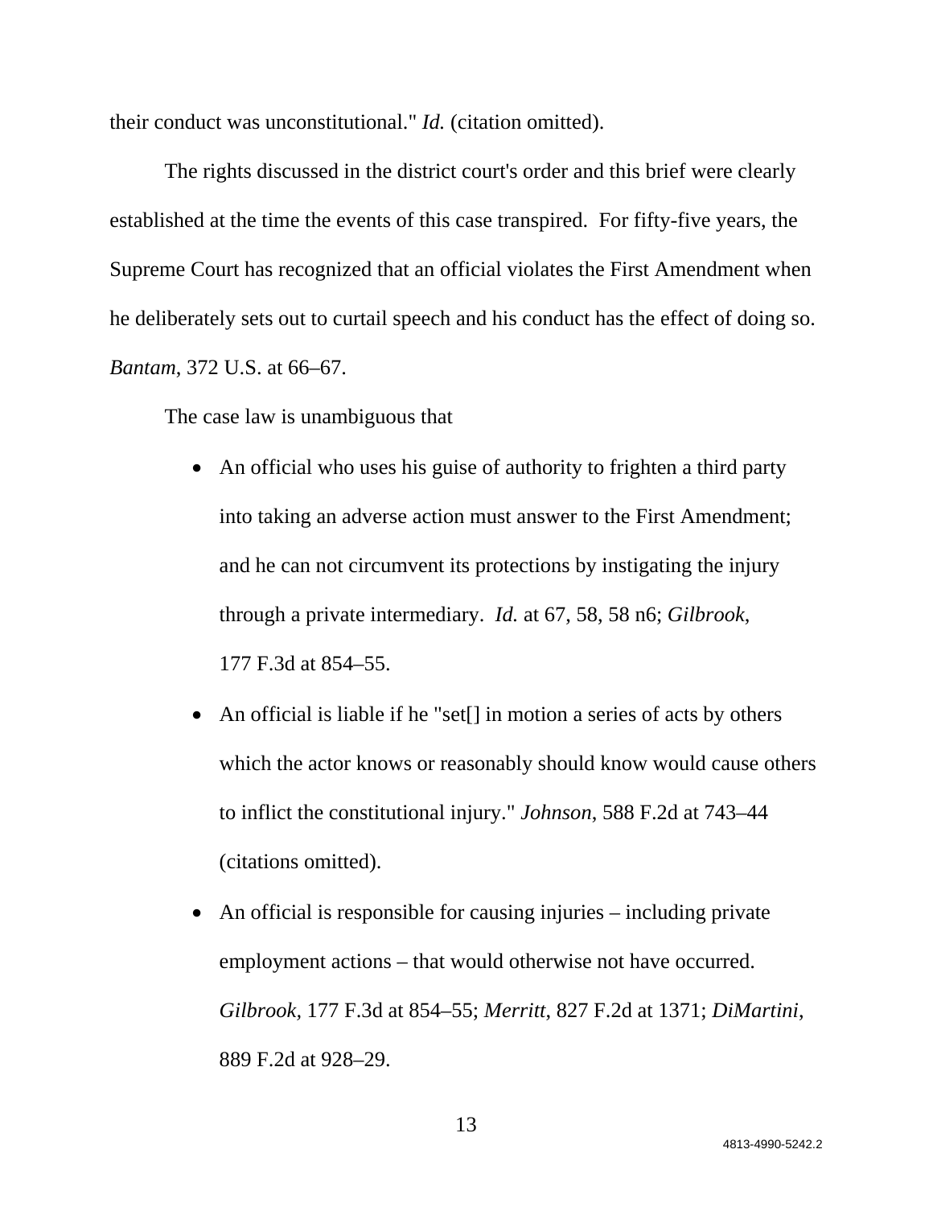their conduct was unconstitutional." *Id.* (citation omitted).

The rights discussed in the district court's order and this brief were clearly established at the time the events of this case transpired. For fifty-five years, the Supreme Court has recognized that an official violates the First Amendment when he deliberately sets out to curtail speech and his conduct has the effect of doing so. *Bantam*, 372 U.S. at 66–67.

The case law is unambiguous that

- An official who uses his guise of authority to frighten a third party into taking an adverse action must answer to the First Amendment; and he can not circumvent its protections by instigating the injury through a private intermediary. *Id.* at 67, 58, 58 n6; *Gilbrook*, 177 F.3d at 854–55.
- An official is liable if he "set[] in motion a series of acts by others which the actor knows or reasonably should know would cause others to inflict the constitutional injury." *Johnson*, 588 F.2d at 743–44 (citations omitted).
- An official is responsible for causing injuries – including private employment actions – that would otherwise not have occurred. *Gilbrook,* 177 F.3d at 854–55; *Merritt*, 827 F.2d at 1371; *DiMartini*, 889 F.2d at 928–29.

4813-4990-5242.2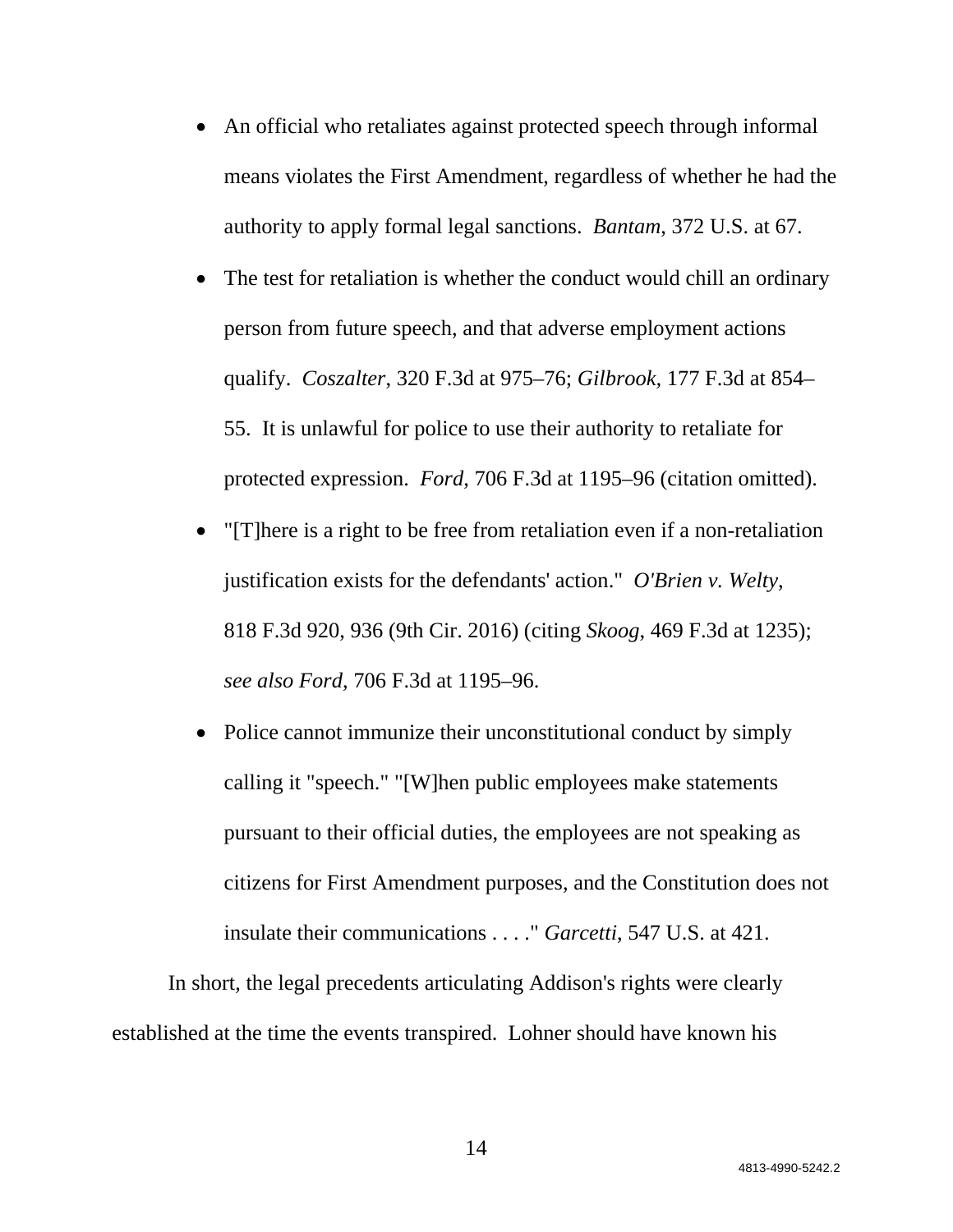- An official who retaliates against protected speech through informal means violates the First Amendment, regardless of whether he had the authority to apply formal legal sanctions. *Bantam*, 372 U.S. at 67.
- The test for retaliation is whether the conduct would chill an ordinary person from future speech, and that adverse employment actions qualify. *Coszalter*, 320 F.3d at 975–76; *Gilbrook*, 177 F.3d at 854–55. It is unlawful for police to use their authority to retaliate for protected expression. *Ford*, 706 F.3d at 1195–96 (citation omitted).
- "[T]here is a right to be free from retaliation even if a non-retaliation justification exists for the defendants' action." *O'Brien v. Welty*, 818 F.3d 920, 936 (9th Cir. 2016) (citing *Skoog*, 469 F.3d at 1235); *see also Ford*, 706 F.3d at 1195–96.
- Police cannot immunize their unconstitutional conduct by simply calling it "speech." "[W]hen public employees make statements pursuant to their official duties, the employees are not speaking as citizens for First Amendment purposes, and the Constitution does not insulate their communications . . . ." *Garcetti*, 547 U.S. at 421.

In short, the legal precedents articulating Addison's rights were clearly established at the time the events transpired. Lohner should have known his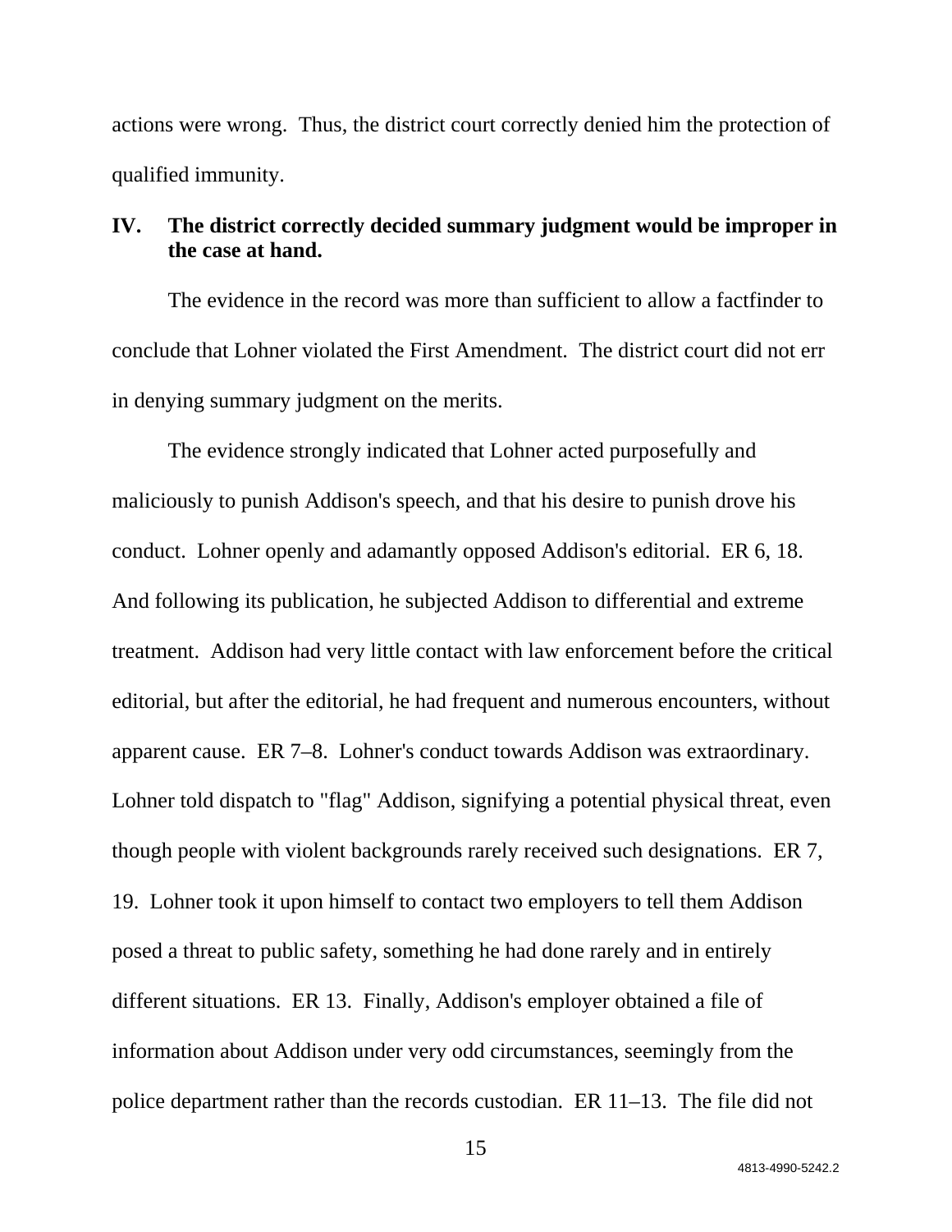actions were wrong. Thus, the district court correctly denied him the protection of qualified immunity.

## IV. The district correctly decided summary judgment would be improper in the case at hand.

The evidence in the record was more than sufficient to allow a factfinder to conclude that Lohner violated the First Amendment. The district court did not err in denying summary judgment on the merits.

The evidence strongly indicated that Lohner acted purposefully and maliciously to punish Addison's speech, and that his desire to punish drove his conduct. Lohner openly and adamantly opposed Addison's editorial. ER 6, 18. And following its publication, he subjected Addison to differential and extreme treatment. Addison had very little contact with law enforcement before the critical editorial, but after the editorial, he had frequent and numerous encounters, without apparent cause. ER 7–8. Lohner's conduct towards Addison was extraordinary. Lohner told dispatch to "flag" Addison, signifying a potential physical threat, even though people with violent backgrounds rarely received such designations. ER 7, 19. Lohner took it upon himself to contact two employers to tell them Addison posed a threat to public safety, something he had done rarely and in entirely different situations. ER 13. Finally, Addison's employer obtained a file of information about Addison under very odd circumstances, seemingly from the police department rather than the records custodian. ER 11–13. The file did not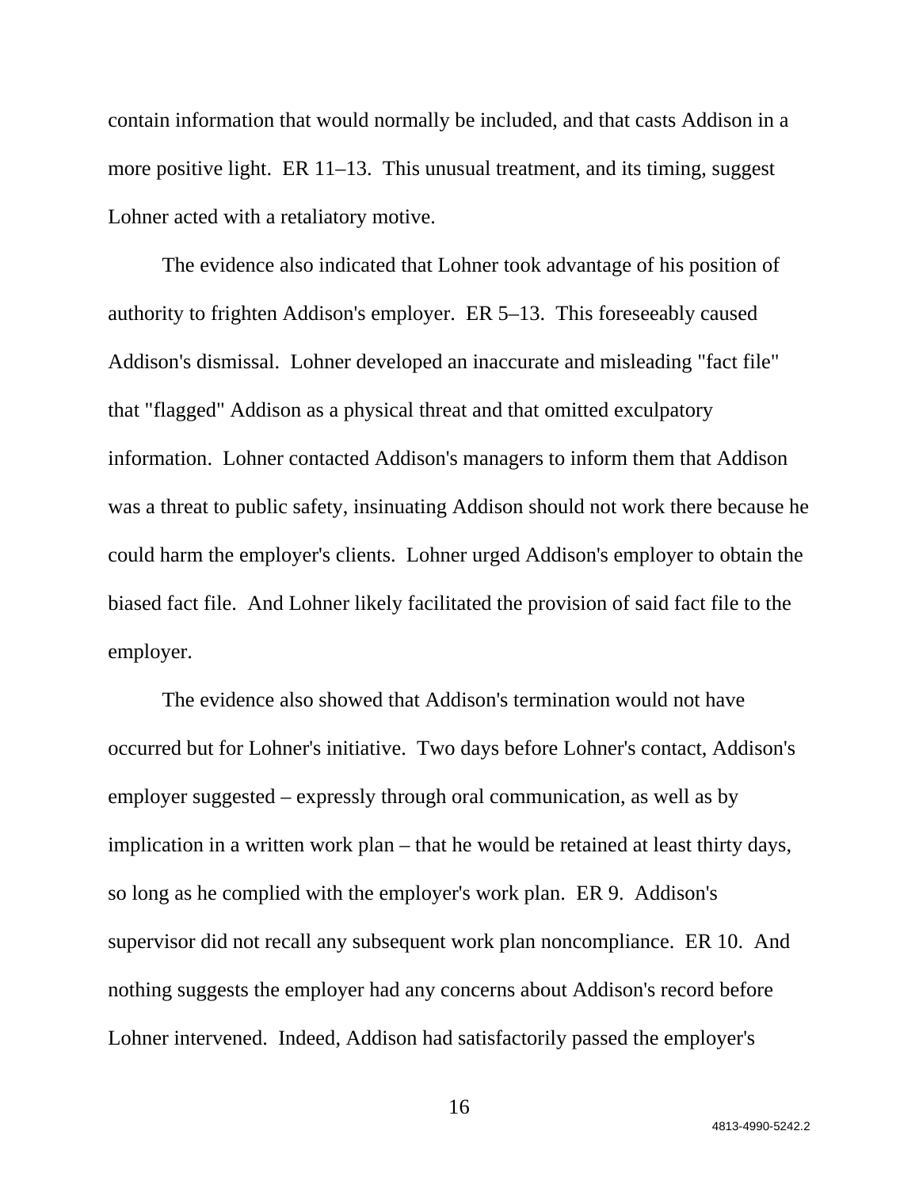contain information that would normally be included, and that casts Addison in a more positive light. ER 11–13. This unusual treatment, and its timing, suggest Lohner acted with a retaliatory motive.

The evidence also indicated that Lohner took advantage of his position of authority to frighten Addison's employer. ER 5–13. This foreseeably caused Addison's dismissal. Lohner developed an inaccurate and misleading "fact file" that "flagged" Addison as a physical threat and that omitted exculpatory information. Lohner contacted Addison's managers to inform them that Addison was a threat to public safety, insinuating Addison should not work there because he could harm the employer's clients. Lohner urged Addison's employer to obtain the biased fact file. And Lohner likely facilitated the provision of said fact file to the employer.

The evidence also showed that Addison's termination would not have occurred but for Lohner's initiative. Two days before Lohner's contact, Addison's employer suggested – expressly through oral communication, as well as by implication in a written work plan – that he would be retained at least thirty days, so long as he complied with the employer's work plan. ER 9. Addison's supervisor did not recall any subsequent work plan noncompliance. ER 10. And nothing suggests the employer had any concerns about Addison's record before Lohner intervened. Indeed, Addison had satisfactorily passed the employer's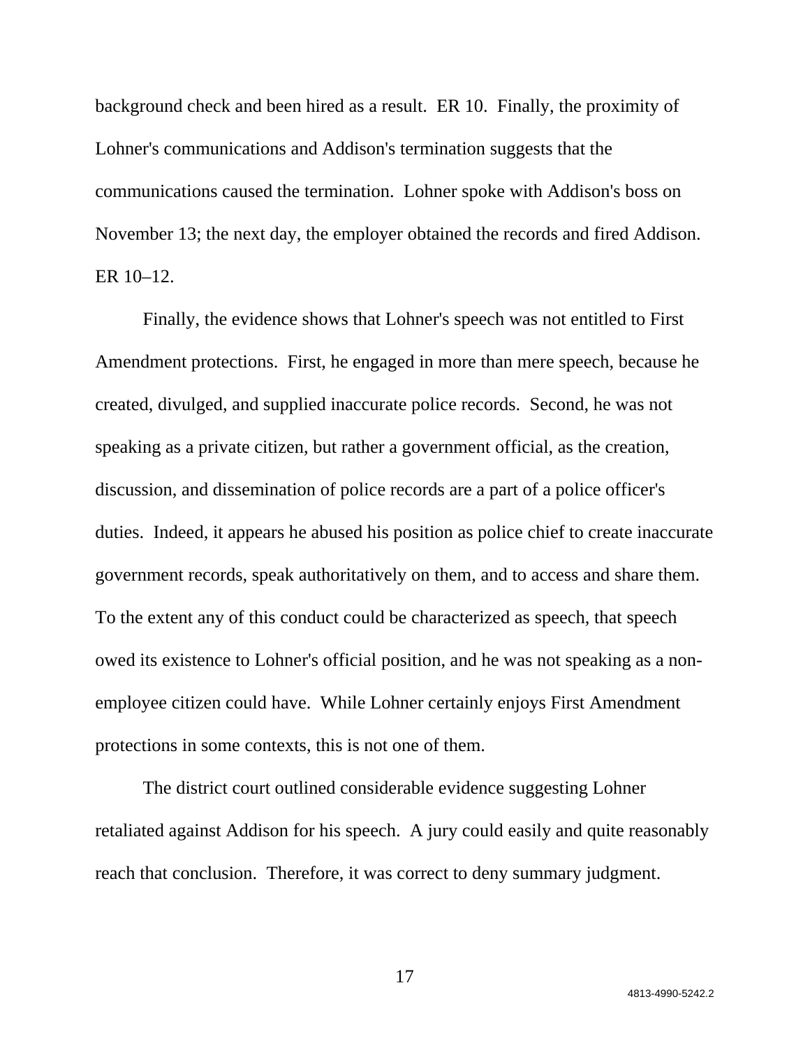background check and been hired as a result. ER 10. Finally, the proximity of Lohner's communications and Addison's termination suggests that the communications caused the termination. Lohner spoke with Addison's boss on November 13; the next day, the employer obtained the records and fired Addison. ER 10–12.

Finally, the evidence shows that Lohner's speech was not entitled to First Amendment protections. First, he engaged in more than mere speech, because he created, divulged, and supplied inaccurate police records. Second, he was not speaking as a private citizen, but rather a government official, as the creation, discussion, and dissemination of police records are a part of a police officer's duties. Indeed, it appears he abused his position as police chief to create inaccurate government records, speak authoritatively on them, and to access and share them. To the extent any of this conduct could be characterized as speech, that speech owed its existence to Lohner's official position, and he was not speaking as a non-employee citizen could have. While Lohner certainly enjoys First Amendment protections in some contexts, this is not one of them.

The district court outlined considerable evidence suggesting Lohner retaliated against Addison for his speech. A jury could easily and quite reasonably reach that conclusion. Therefore, it was correct to deny summary judgment.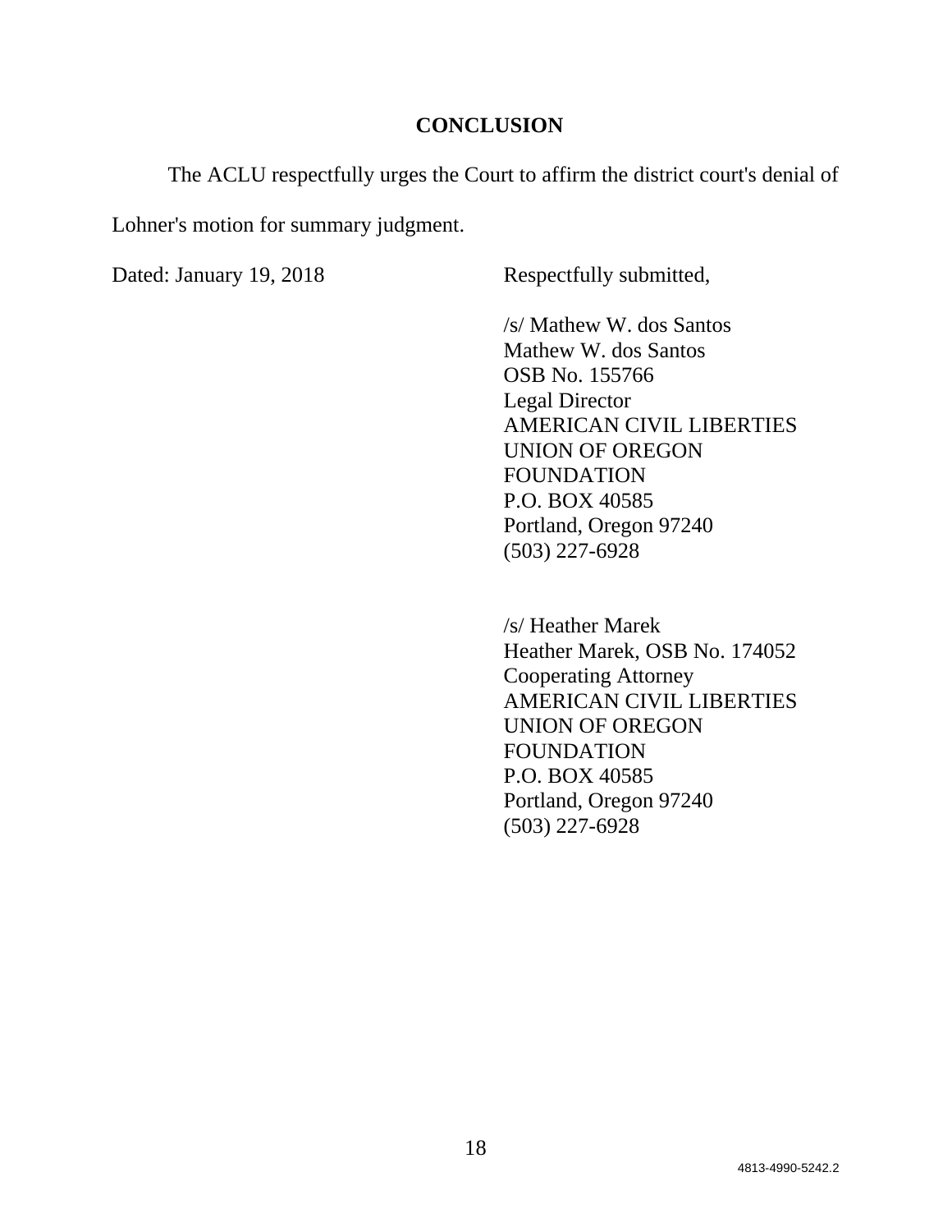## CONCLUSION

The ACLU respectfully urges the Court to affirm the district court's denial of Lohner's motion for summary judgment.

Dated: January 19, 2018

Respectfully submitted,

/s/ Mathew W. dos Santos
Mathew W. dos Santos
OSB No. 155766
Legal Director
AMERICAN CIVIL LIBERTIES UNION OF OREGON FOUNDATION
P.O. BOX 40585
Portland, Oregon 97240
(503) 227-6928

/s/ Heather Marek
Heather Marek, OSB No. 174052
Cooperating Attorney
AMERICAN CIVIL LIBERTIES UNION OF OREGON FOUNDATION
P.O. BOX 40585
Portland, Oregon 97240
(503) 227-6928

4813-4990-5242.2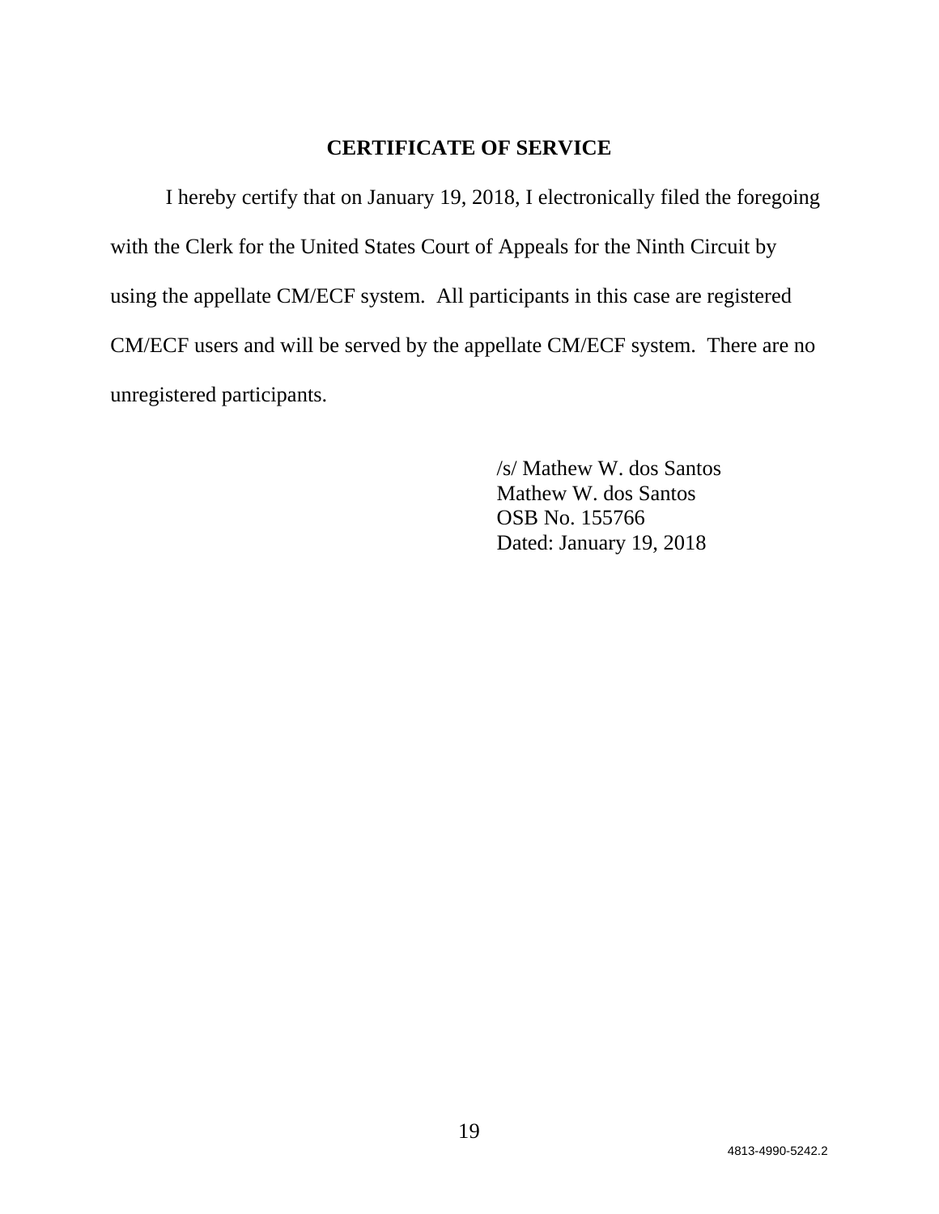## CERTIFICATE OF SERVICE

I hereby certify that on January 19, 2018, I electronically filed the foregoing with the Clerk for the United States Court of Appeals for the Ninth Circuit by using the appellate CM/ECF system. All participants in this case are registered CM/ECF users and will be served by the appellate CM/ECF system. There are no unregistered participants.

/s/ Mathew W. dos Santos
Mathew W. dos Santos
OSB No. 155766
Dated: January 19, 2018

4813-4990-5242.2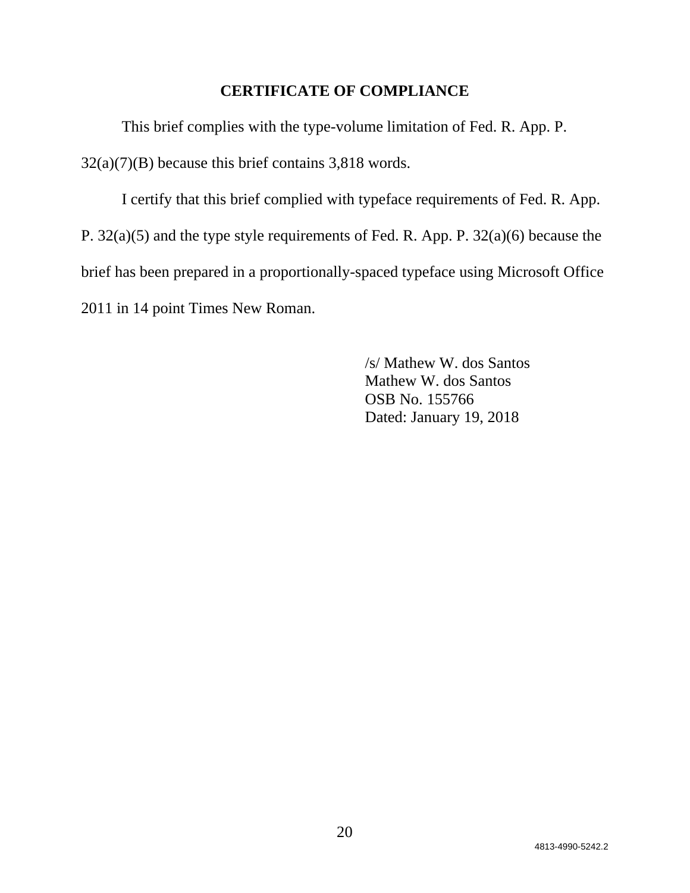## CERTIFICATE OF COMPLIANCE

This brief complies with the type-volume limitation of Fed. R. App. P. 32(a)(7)(B) because this brief contains 3,818 words.

I certify that this brief complied with typeface requirements of Fed. R. App. P. 32(a)(5) and the type style requirements of Fed. R. App. P. 32(a)(6) because the brief has been prepared in a proportionally-spaced typeface using Microsoft Office 2011 in 14 point Times New Roman.

/s/ Mathew W. dos Santos
Mathew W. dos Santos
OSB No. 155766
Dated: January 19, 2018

4813-4990-5242.2